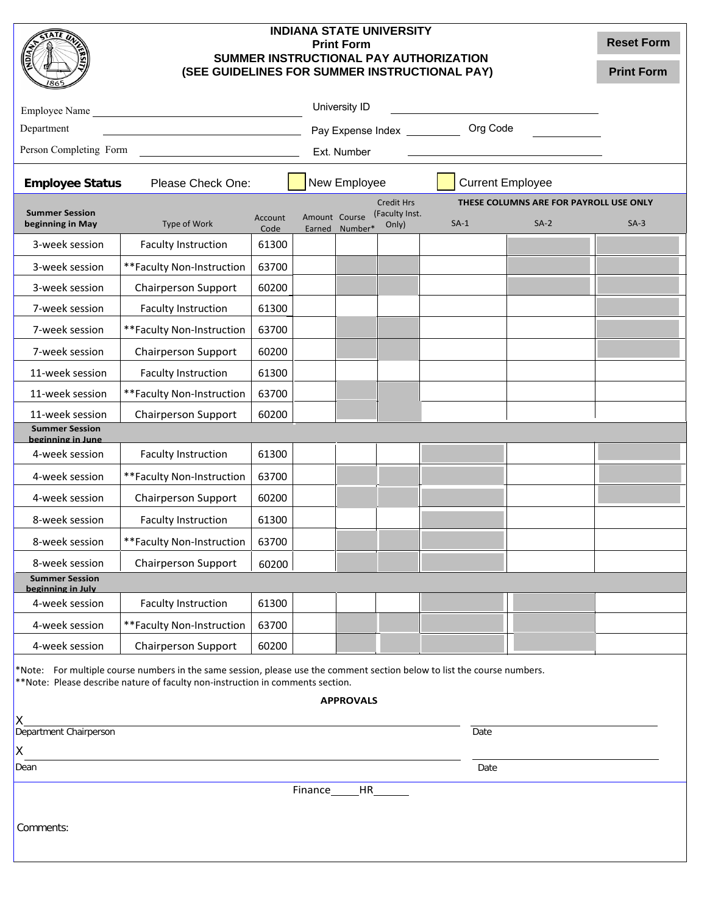# INDIANA STATE UNIVERSITY

**Print Form**

**SUMMER INSTRUCTIONAL PAY AUTHORIZATION**

**(SEE GUIDELINES FOR SUMMER INSTRUCTIONAL PAY)**

Reset Form

Print Form

Employee Name ____________________ University ID ____________________

Department ____________________ Pay Expense Index __________ Org Code __________

Person Completing Form ____________________ Ext. Number ____________________

**Employee Status** Please Check One: ☐ New Employee ☐ Current Employee

| Summer Session beginning in May | Type of Work | Account Code | Amount Earned | Course Number* | Credit Hrs (Faculty Inst. Only) | SA-1 | SA-2 | SA-3 |
|---|---|---|---|---|---|---|---|---|
| | | | | | | THESE COLUMNS ARE FOR PAYROLL USE ONLY | | |
| 3-week session | Faculty Instruction | 61300 | | | | | | |
| 3-week session | **Faculty Non-Instruction | 63700 | | | | | | |
| 3-week session | Chairperson Support | 60200 | | | | | | |
| 7-week session | Faculty Instruction | 61300 | | | | | | |
| 7-week session | **Faculty Non-Instruction | 63700 | | | | | | |
| 7-week session | Chairperson Support | 60200 | | | | | | |
| 11-week session | Faculty Instruction | 61300 | | | | | | |
| 11-week session | **Faculty Non-Instruction | 63700 | | | | | | |
| 11-week session | Chairperson Support | 60200 | | | | | | |
| **Summer Session beginning in June** | | | | | | | | |
| 4-week session | Faculty Instruction | 61300 | | | | | | |
| 4-week session | **Faculty Non-Instruction | 63700 | | | | | | |
| 4-week session | Chairperson Support | 60200 | | | | | | |
| 8-week session | Faculty Instruction | 61300 | | | | | | |
| 8-week session | **Faculty Non-Instruction | 63700 | | | | | | |
| 8-week session | Chairperson Support | 60200 | | | | | | |
| **Summer Session beginning in July** | | | | | | | | |
| 4-week session | Faculty Instruction | 61300 | | | | | | |
| 4-week session | **Faculty Non-Instruction | 63700 | | | | | | |
| 4-week session | Chairperson Support | 60200 | | | | | | |

*Note: For multiple course numbers in the same session, please use the comment section below to list the course numbers.

**Note: Please describe nature of faculty non-instruction in comments section.

**APPROVALS**

X____________________________________________ ____________________

Department Chairperson Date

X____________________________________________ ____________________

Dean Date

Finance_____HR______

Comments: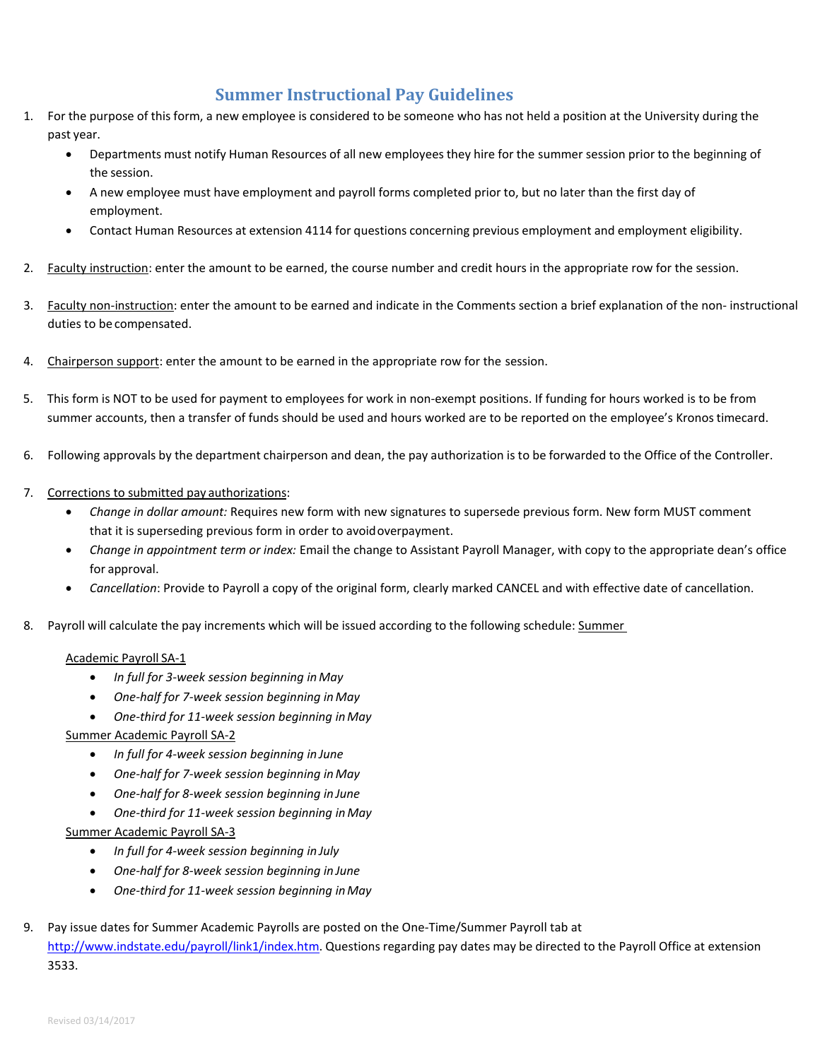# Summer Instructional Pay Guidelines

1. For the purpose of this form, a new employee is considered to be someone who has not held a position at the University during the past year.
   - Departments must notify Human Resources of all new employees they hire for the summer session prior to the beginning of the session.
   - A new employee must have employment and payroll forms completed prior to, but no later than the first day of employment.
   - Contact Human Resources at extension 4114 for questions concerning previous employment and employment eligibility.

2. Faculty instruction: enter the amount to be earned, the course number and credit hours in the appropriate row for the session.

3. Faculty non-instruction: enter the amount to be earned and indicate in the Comments section a brief explanation of the non- instructional duties to be compensated.

4. Chairperson support: enter the amount to be earned in the appropriate row for the session.

5. This form is NOT to be used for payment to employees for work in non-exempt positions. If funding for hours worked is to be from summer accounts, then a transfer of funds should be used and hours worked are to be reported on the employee's Kronos timecard.

6. Following approvals by the department chairperson and dean, the pay authorization is to be forwarded to the Office of the Controller.

7. Corrections to submitted pay authorizations:
   - *Change in dollar amount:* Requires new form with new signatures to supersede previous form. New form MUST comment that it is superseding previous form in order to avoid overpayment.
   - *Change in appointment term or index:* Email the change to Assistant Payroll Manager, with copy to the appropriate dean's office for approval.
   - *Cancellation*: Provide to Payroll a copy of the original form, clearly marked CANCEL and with effective date of cancellation.

8. Payroll will calculate the pay increments which will be issued according to the following schedule: Summer

   Academic Payroll SA-1
   - *In full for 3-week session beginning in May*
   - *One-half for 7-week session beginning in May*
   - *One-third for 11-week session beginning in May*

   Summer Academic Payroll SA-2
   - *In full for 4-week session beginning in June*
   - *One-half for 7-week session beginning in May*
   - *One-half for 8-week session beginning in June*
   - *One-third for 11-week session beginning in May*

   Summer Academic Payroll SA-3
   - *In full for 4-week session beginning in July*
   - *One-half for 8-week session beginning in June*
   - *One-third for 11-week session beginning in May*

9. Pay issue dates for Summer Academic Payrolls are posted on the One-Time/Summer Payroll tab at http://www.indstate.edu/payroll/link1/index.htm. Questions regarding pay dates may be directed to the Payroll Office at extension 3533.

Revised 03/14/2017